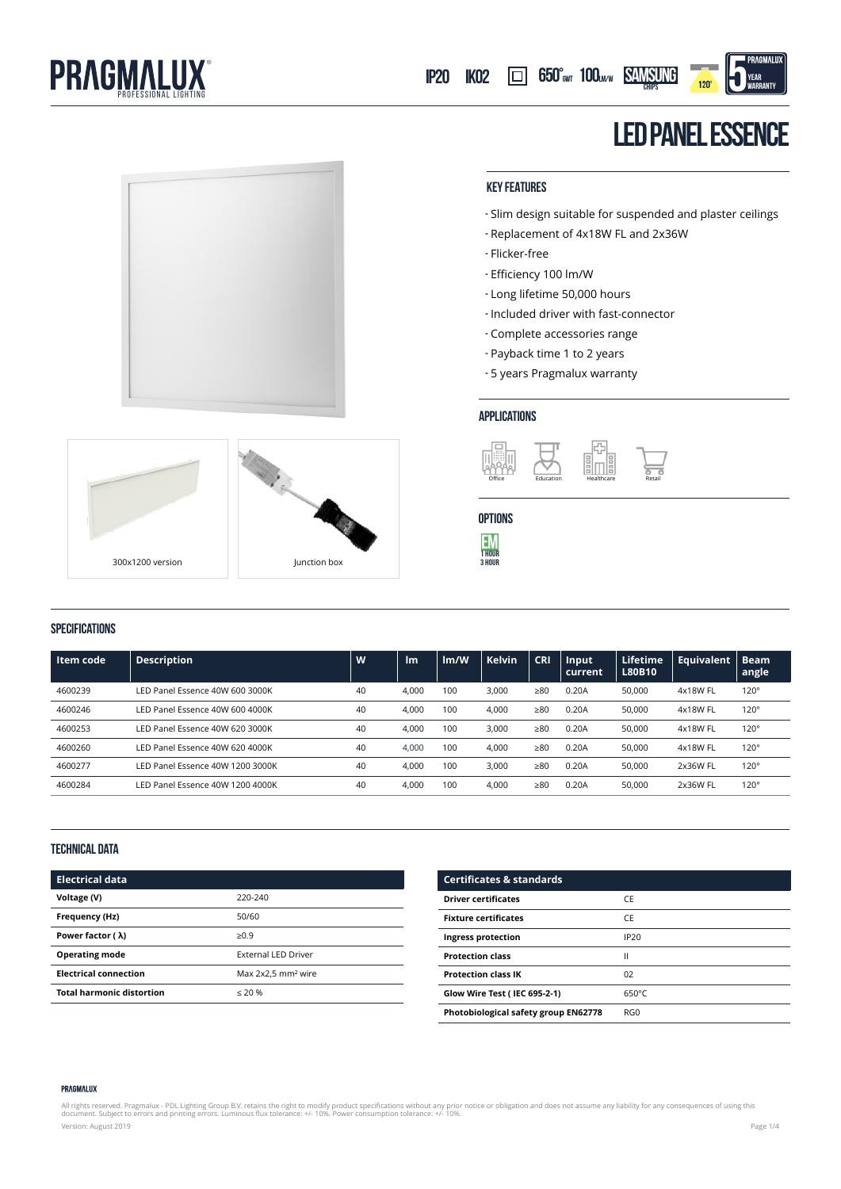PRAGMALUX PROFESSIONAL LIGHTING

IP20 IK02 650° GWT 100 LM/W SAMSUNG CHIPS 120° 5 YEAR WARRANTY

# LED PANEL ESSENCE

300x1200 version

Junction box

## KEY FEATURES

- Slim design suitable for suspended and plaster ceilings
- Replacement of 4x18W FL and 2x36W
- Flicker-free
- Efficiency 100 lm/W
- Long lifetime 50,000 hours
- Included driver with fast-connector
- Complete accessories range
- Payback time 1 to 2 years
- 5 years Pragmalux warranty

## APPLICATIONS

Office, Education, Healthcare, Retail

## OPTIONS

EM 1 HOUR 3 HOUR

## SPECIFICATIONS

| Item code | Description | W | lm | lm/W | Kelvin | CRI | Input current | Lifetime L80B10 | Equivalent | Beam angle |
|---|---|---|---|---|---|---|---|---|---|---|
| 4600239 | LED Panel Essence 40W 600 3000K | 40 | 4,000 | 100 | 3,000 | ≥80 | 0.20A | 50,000 | 4x18W FL | 120° |
| 4600246 | LED Panel Essence 40W 600 4000K | 40 | 4,000 | 100 | 4,000 | ≥80 | 0.20A | 50,000 | 4x18W FL | 120° |
| 4600253 | LED Panel Essence 40W 620 3000K | 40 | 4,000 | 100 | 3,000 | ≥80 | 0.20A | 50,000 | 4x18W FL | 120° |
| 4600260 | LED Panel Essence 40W 620 4000K | 40 | 4,000 | 100 | 4,000 | ≥80 | 0.20A | 50,000 | 4x18W FL | 120° |
| 4600277 | LED Panel Essence 40W 1200 3000K | 40 | 4,000 | 100 | 3,000 | ≥80 | 0.20A | 50,000 | 2x36W FL | 120° |
| 4600284 | LED Panel Essence 40W 1200 4000K | 40 | 4,000 | 100 | 4,000 | ≥80 | 0.20A | 50,000 | 2x36W FL | 120° |

## TECHNICAL DATA

| Electrical data | |
|---|---|
| **Voltage (V)** | 220-240 |
| **Frequency (Hz)** | 50/60 |
| **Power factor ( λ)** | ≥0.9 |
| **Operating mode** | External LED Driver |
| **Electrical connection** | Max 2x2,5 mm² wire |
| **Total harmonic distortion** | ≤ 20 % |

| Certificates & standards | |
|---|---|
| **Driver certificates** | CE |
| **Fixture certificates** | CE |
| **Ingress protection** | IP20 |
| **Protection class** | II |
| **Protection class IK** | 02 |
| **Glow Wire Test ( IEC 695-2-1)** | 650°C |
| **Photobiological safety group EN62778** | RG0 |

All rights reserved. Pragmalux - PDL Lighting Group B.V. retains the right to modify product specifications without any prior notice or obligation and does not assume any liability for any consequences of using this document. Subject to errors and printing errors. Luminous flux tolerance: +/- 10%. Power consumption tolerance: +/- 10%.

Version: August 2019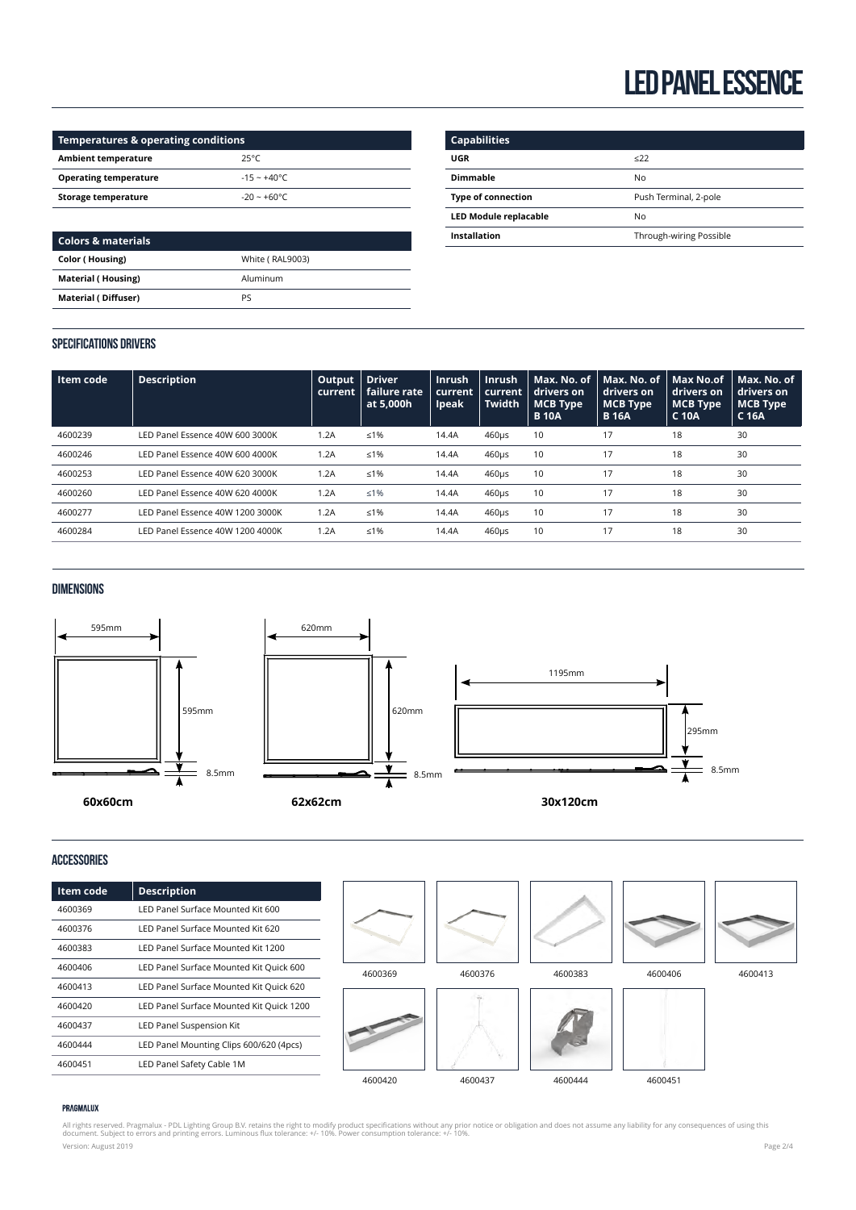# LED PANEL ESSENCE

| Temperatures & operating conditions | |
|---|---|
| **Ambient temperature** | 25°C |
| **Operating temperature** | -15 ~ +40°C |
| **Storage temperature** | -20 ~ +60°C |

| Colors & materials | |
|---|---|
| **Color ( Housing)** | White ( RAL9003) |
| **Material ( Housing)** | Aluminum |
| **Material ( Diffuser)** | PS |

| Capabilities | |
|---|---|
| **UGR** | ≤22 |
| **Dimmable** | No |
| **Type of connection** | Push Terminal, 2-pole |
| **LED Module replacable** | No |
| **Installation** | Through-wiring Possible |

## SPECIFICATIONS DRIVERS

| Item code | Description | Output current | Driver failure rate at 5,000h | Inrush current Ipeak | Inrush current Twidth | Max. No. of drivers on MCB Type B 10A | Max. No. of drivers on MCB Type B 16A | Max No.of drivers on MCB Type C 10A | Max. No. of drivers on MCB Type C 16A |
|---|---|---|---|---|---|---|---|---|---|
| 4600239 | LED Panel Essence 40W 600 3000K | 1.2A | ≤1% | 14.4A | 460µs | 10 | 17 | 18 | 30 |
| 4600246 | LED Panel Essence 40W 600 4000K | 1.2A | ≤1% | 14.4A | 460µs | 10 | 17 | 18 | 30 |
| 4600253 | LED Panel Essence 40W 620 3000K | 1.2A | ≤1% | 14.4A | 460µs | 10 | 17 | 18 | 30 |
| 4600260 | LED Panel Essence 40W 620 4000K | 1.2A | ≤1% | 14.4A | 460µs | 10 | 17 | 18 | 30 |
| 4600277 | LED Panel Essence 40W 1200 3000K | 1.2A | ≤1% | 14.4A | 460µs | 10 | 17 | 18 | 30 |
| 4600284 | LED Panel Essence 40W 1200 4000K | 1.2A | ≤1% | 14.4A | 460µs | 10 | 17 | 18 | 30 |

## DIMENSIONS

595mm, 595mm, 8.5mm

**60x60cm**

620mm, 620mm, 8.5mm

**62x62cm**

1195mm, 295mm, 8.5mm

**30x120cm**

## ACCESSORIES

| Item code | Description |
|---|---|
| 4600369 | LED Panel Surface Mounted Kit 600 |
| 4600376 | LED Panel Surface Mounted Kit 620 |
| 4600383 | LED Panel Surface Mounted Kit 1200 |
| 4600406 | LED Panel Surface Mounted Kit Quick 600 |
| 4600413 | LED Panel Surface Mounted Kit Quick 620 |
| 4600420 | LED Panel Surface Mounted Kit Quick 1200 |
| 4600437 | LED Panel Suspension Kit |
| 4600444 | LED Panel Mounting Clips 600/620 (4pcs) |
| 4600451 | LED Panel Safety Cable 1M |

4600369 4600376 4600383 4600406 4600413

4600420 4600437 4600444 4600451

PRAGMALUX

All rights reserved. Pragmalux - PDL Lighting Group B.V. retains the right to modify product specifications without any prior notice or obligation and does not assume any liability for any consequences of using this document. Subject to errors and printing errors. Luminous flux tolerance: +/- 10%. Power consumption tolerance: +/- 10%.

Version: August 2019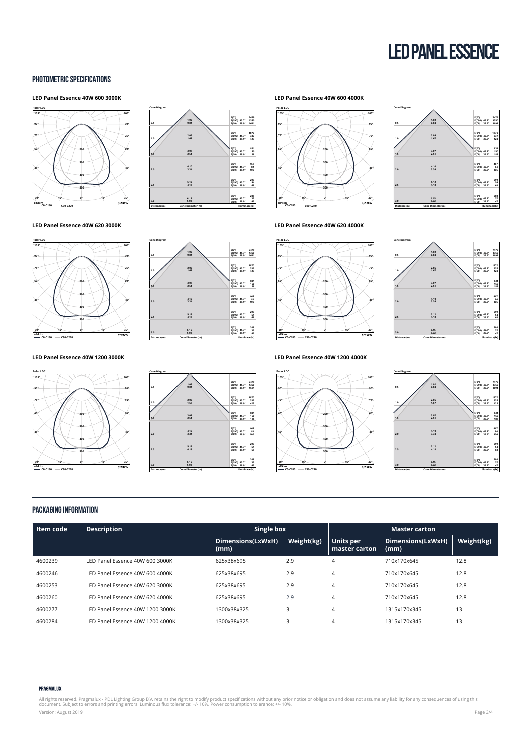# LED PANEL ESSENCE

## PHOTOMETRIC SPECIFICATIONS

### LED Panel Essence 40W 600 3000K

Polar LDC

cd/klm — C0-C180 — C90-C270 η=100%

Cone Diagram

| Distance(m) | Cone Diameter(m) | Illuminace(lx) |
|---|---|---|
| 0.5 | 1.02 / 0.84 | E(0°) 7479; E(C90) 45.7° 1350; E(C0) 39.9° 1691 |
| 1.0 | 2.05 / 1.67 | E(0°) 1870; E(C90) 45.7° 337; E(C0) 39.9° 423 |
| 1.5 | 3.07 / 2.51 | E(0°) 831; E(C90) 45.7° 150; E(C0) 39.9° 188 |
| 2.0 | 4.10 / 3.34 | E(0°) 467; E(C90) 45.7° 84; E(C0) 39.9° 106 |
| 2.5 | 5.12 / 4.18 | E(0°) 299; E(C90) 45.7° 54; E(C0) 39.9° 68 |
| 3.0 | 6.15 / 5.02 | E(0°) 208; E(C90) 45.7° 37; E(C0) 39.9° 47 |

### LED Panel Essence 40W 600 4000K

Polar LDC

cd/klm — C0-C180 — C90-C270 η=100%

Cone Diagram

| Distance(m) | Cone Diameter(m) | Illuminace(lx) |
|---|---|---|
| 0.5 | 1.02 / 0.84 | E(0°) 7479; E(C90) 45.7° 1350; E(C0) 39.9° 1691 |
| 1.0 | 2.05 / 1.67 | E(0°) 1870; E(C90) 45.7° 337; E(C0) 39.9° 423 |
| 1.5 | 3.07 / 2.51 | E(0°) 831; E(C90) 45.7° 150; E(C0) 39.9° 188 |
| 2.0 | 4.10 / 3.34 | E(0°) 467; E(C90) 45.7° 84; E(C0) 39.9° 106 |
| 2.5 | 5.12 / 4.18 | E(0°) 299; E(C90) 45.7° 54; E(C0) 39.9° 68 |
| 3.0 | 6.15 / 5.02 | E(0°) 208; E(C90) 45.7° 37; E(C0) 39.9° 47 |

### LED Panel Essence 40W 620 3000K

Polar LDC

cd/klm — C0-C180 — C90-C270 η=100%

Cone Diagram

| Distance(m) | Cone Diameter(m) | Illuminace(lx) |
|---|---|---|
| 0.5 | 1.02 / 0.84 | E(0°) 7479; E(C90) 45.7° 1350; E(C0) 39.9° 1691 |
| 1.0 | 2.05 / 1.67 | E(0°) 1870; E(C90) 45.7° 337; E(C0) 39.9° 423 |
| 1.5 | 3.07 / 2.51 | E(0°) 831; E(C90) 45.7° 150; E(C0) 39.9° 188 |
| 2.0 | 4.10 / 3.34 | E(0°) 467; E(C90) 45.7° 84; E(C0) 39.9° 106 |
| 2.5 | 5.12 / 4.18 | E(0°) 299; E(C90) 45.7° 54; E(C0) 39.9° 68 |
| 3.0 | 6.15 / 5.02 | E(0°) 208; E(C90) 45.7° 37; E(C0) 39.9° 47 |

### LED Panel Essence 40W 620 4000K

Polar LDC

cd/klm — C0-C180 — C90-C270 η=100%

Cone Diagram

| Distance(m) | Cone Diameter(m) | Illuminace(lx) |
|---|---|---|
| 0.5 | 1.02 / 0.84 | E(0°) 7479; E(C90) 45.7° 1350; E(C0) 39.9° 1691 |
| 1.0 | 2.05 / 1.67 | E(0°) 1870; E(C90) 45.7° 337; E(C0) 39.9° 423 |
| 1.5 | 3.07 / 2.51 | E(0°) 831; E(C90) 45.7° 150; E(C0) 39.9° 188 |
| 2.0 | 4.10 / 3.34 | E(0°) 467; E(C90) 45.7° 84; E(C0) 39.9° 106 |
| 2.5 | 5.12 / 4.18 | E(0°) 299; E(C90) 45.7° 54; E(C0) 39.9° 68 |
| 3.0 | 6.15 / 5.02 | E(0°) 208; E(C90) 45.7° 37; E(C0) 39.9° 47 |

### LED Panel Essence 40W 1200 3000K

Polar LDC

cd/klm — C0-C180 — C90-C270 η=100%

Cone Diagram

| Distance(m) | Cone Diameter(m) | Illuminace(lx) |
|---|---|---|
| 0.5 | 1.02 / 0.84 | E(0°) 7479; E(C90) 45.7° 1350; E(C0) 39.9° 1691 |
| 1.0 | 2.05 / 1.67 | E(0°) 1870; E(C90) 45.7° 337; E(C0) 39.9° 423 |
| 1.5 | 3.07 / 2.51 | E(0°) 831; E(C90) 45.7° 150; E(C0) 39.9° 188 |
| 2.0 | 4.10 / 3.34 | E(0°) 467; E(C90) 45.7° 84; E(C0) 39.9° 106 |
| 2.5 | 5.12 / 4.18 | E(0°) 299; E(C90) 45.7° 54; E(C0) 39.9° 68 |
| 3.0 | 6.15 / 5.02 | E(0°) 208; E(C90) 45.7° 37; E(C0) 39.9° 47 |

### LED Panel Essence 40W 1200 4000K

Polar LDC

cd/klm — C0-C180 — C90-C270 η=100%

Cone Diagram

| Distance(m) | Cone Diameter(m) | Illuminace(lx) |
|---|---|---|
| 0.5 | 1.02 / 0.84 | E(0°) 7479; E(C90) 45.7° 1350; E(C0) 39.9° 1691 |
| 1.0 | 2.05 / 1.67 | E(0°) 1870; E(C90) 45.7° 337; E(C0) 39.9° 423 |
| 1.5 | 3.07 / 2.51 | E(0°) 831; E(C90) 45.7° 150; E(C0) 39.9° 188 |
| 2.0 | 4.10 / 3.34 | E(0°) 467; E(C90) 45.7° 84; E(C0) 39.9° 106 |
| 2.5 | 5.12 / 4.18 | E(0°) 299; E(C90) 45.7° 54; E(C0) 39.9° 68 |
| 3.0 | 6.15 / 5.02 | E(0°) 208; E(C90) 45.7° 37; E(C0) 39.9° 47 |

## PACKAGING INFORMATION

| Item code | Description | Single box | | Master carton | | |
|---|---|---|---|---|---|---|
| | | Dimensions(LxWxH) (mm) | Weight(kg) | Units per master carton | Dimensions(LxWxH) (mm) | Weight(kg) |
| 4600239 | LED Panel Essence 40W 600 3000K | 625x38x695 | 2.9 | 4 | 710x170x645 | 12.8 |
| 4600246 | LED Panel Essence 40W 600 4000K | 625x38x695 | 2.9 | 4 | 710x170x645 | 12.8 |
| 4600253 | LED Panel Essence 40W 620 3000K | 625x38x695 | 2.9 | 4 | 710x170x645 | 12.8 |
| 4600260 | LED Panel Essence 40W 620 4000K | 625x38x695 | 2.9 | 4 | 710x170x645 | 12.8 |
| 4600277 | LED Panel Essence 40W 1200 3000K | 1300x38x325 | 3 | 4 | 1315x170x345 | 13 |
| 4600284 | LED Panel Essence 40W 1200 4000K | 1300x38x325 | 3 | 4 | 1315x170x345 | 13 |

PRAGMALUX

All rights reserved. Pragmalux - PDL Lighting Group B.V. retains the right to modify product specifications without any prior notice or obligation and does not assume any liability for any consequences of using this document. Subject to errors and printing errors. Luminous flux tolerance: +/- 10%. Power consumption tolerance: +/- 10%.

Version: August 2019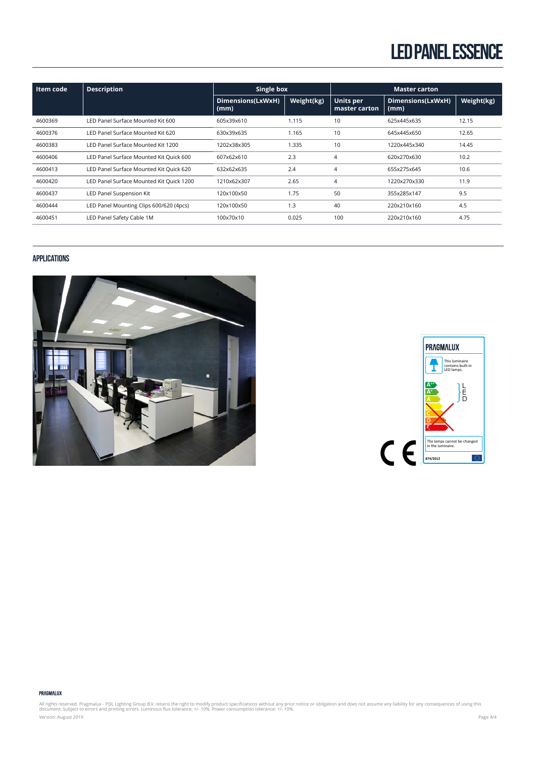# LED PANEL ESSENCE

| Item code | Description | Single box | | Master carton | | |
|---|---|---|---|---|---|---|
| | | Dimensions(LxWxH) (mm) | Weight(kg) | Units per master carton | Dimensions(LxWxH) (mm) | Weight(kg) |
| 4600369 | LED Panel Surface Mounted Kit 600 | 605x39x610 | 1.115 | 10 | 625x445x635 | 12.15 |
| 4600376 | LED Panel Surface Mounted Kit 620 | 630x39x635 | 1.165 | 10 | 645x445x650 | 12.65 |
| 4600383 | LED Panel Surface Mounted Kit 1200 | 1202x38x305 | 1.335 | 10 | 1220x445x340 | 14.45 |
| 4600406 | LED Panel Surface Mounted Kit Quick 600 | 607x62x610 | 2.3 | 4 | 620x270x630 | 10.2 |
| 4600413 | LED Panel Surface Mounted Kit Quick 620 | 632x62x635 | 2.4 | 4 | 655x275x645 | 10.6 |
| 4600420 | LED Panel Surface Mounted Kit Quick 1200 | 1210x62x307 | 2.65 | 4 | 1220x270x330 | 11.9 |
| 4600437 | LED Panel Suspension Kit | 120x100x50 | 1.75 | 50 | 355x285x147 | 9.5 |
| 4600444 | LED Panel Mounting Clips 600/620 (4pcs) | 120x100x50 | 1.3 | 40 | 220x210x160 | 4.5 |
| 4600451 | LED Panel Safety Cable 1M | 100x70x10 | 0.025 | 100 | 220x210x160 | 4.75 |

## APPLICATIONS

PRAGMALUX

This luminaire contains built-in LED lamps.

A++
A+
A
B
C
D
E

L E D

The lamps cannot be changed in the luminaire.

874/2012

PRAGMALUX

All rights reserved. Pragmalux - PDL Lighting Group B.V. retains the right to modify product specifications without any prior notice or obligation and does not assume any liability for any consequences of using this document. Subject to errors and printing errors. Luminous flux tolerance: +/- 10%. Power consumption tolerance: +/- 10%.

Version: August 2019